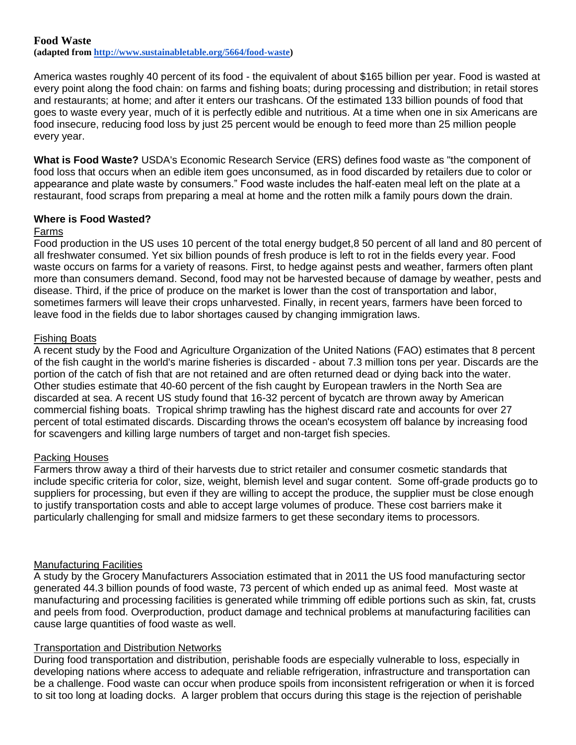# Food Waste

**(adapted from [http://www.sustainabletable.org/5664/food-waste](http://www.sustainabletable.org/5664/food-waste))**

America wastes roughly 40 percent of its food - the equivalent of about $165 billion per year. Food is wasted at every point along the food chain: on farms and fishing boats; during processing and distribution; in retail stores and restaurants; at home; and after it enters our trashcans. Of the estimated 133 billion pounds of food that goes to waste every year, much of it is perfectly edible and nutritious. At a time when one in six Americans are food insecure, reducing food loss by just 25 percent would be enough to feed more than 25 million people every year.

**What is Food Waste?** USDA's Economic Research Service (ERS) defines food waste as "the component of food loss that occurs when an edible item goes unconsumed, as in food discarded by retailers due to color or appearance and plate waste by consumers." Food waste includes the half-eaten meal left on the plate at a restaurant, food scraps from preparing a meal at home and the rotten milk a family pours down the drain.

## Where is Food Wasted?

### Farms

Food production in the US uses 10 percent of the total energy budget,8 50 percent of all land and 80 percent of all freshwater consumed. Yet six billion pounds of fresh produce is left to rot in the fields every year. Food waste occurs on farms for a variety of reasons. First, to hedge against pests and weather, farmers often plant more than consumers demand. Second, food may not be harvested because of damage by weather, pests and disease. Third, if the price of produce on the market is lower than the cost of transportation and labor, sometimes farmers will leave their crops unharvested. Finally, in recent years, farmers have been forced to leave food in the fields due to labor shortages caused by changing immigration laws.

### Fishing Boats

A recent study by the Food and Agriculture Organization of the United Nations (FAO) estimates that 8 percent of the fish caught in the world's marine fisheries is discarded - about 7.3 million tons per year. Discards are the portion of the catch of fish that are not retained and are often returned dead or dying back into the water. Other studies estimate that 40-60 percent of the fish caught by European trawlers in the North Sea are discarded at sea. A recent US study found that 16-32 percent of bycatch are thrown away by American commercial fishing boats. Tropical shrimp trawling has the highest discard rate and accounts for over 27 percent of total estimated discards. Discarding throws the ocean's ecosystem off balance by increasing food for scavengers and killing large numbers of target and non-target fish species.

### Packing Houses

Farmers throw away a third of their harvests due to strict retailer and consumer cosmetic standards that include specific criteria for color, size, weight, blemish level and sugar content. Some off-grade products go to suppliers for processing, but even if they are willing to accept the produce, the supplier must be close enough to justify transportation costs and able to accept large volumes of produce. These cost barriers make it particularly challenging for small and midsize farmers to get these secondary items to processors.

### Manufacturing Facilities

A study by the Grocery Manufacturers Association estimated that in 2011 the US food manufacturing sector generated 44.3 billion pounds of food waste, 73 percent of which ended up as animal feed. Most waste at manufacturing and processing facilities is generated while trimming off edible portions such as skin, fat, crusts and peels from food. Overproduction, product damage and technical problems at manufacturing facilities can cause large quantities of food waste as well.

### Transportation and Distribution Networks

During food transportation and distribution, perishable foods are especially vulnerable to loss, especially in developing nations where access to adequate and reliable refrigeration, infrastructure and transportation can be a challenge. Food waste can occur when produce spoils from inconsistent refrigeration or when it is forced to sit too long at loading docks. A larger problem that occurs during this stage is the rejection of perishable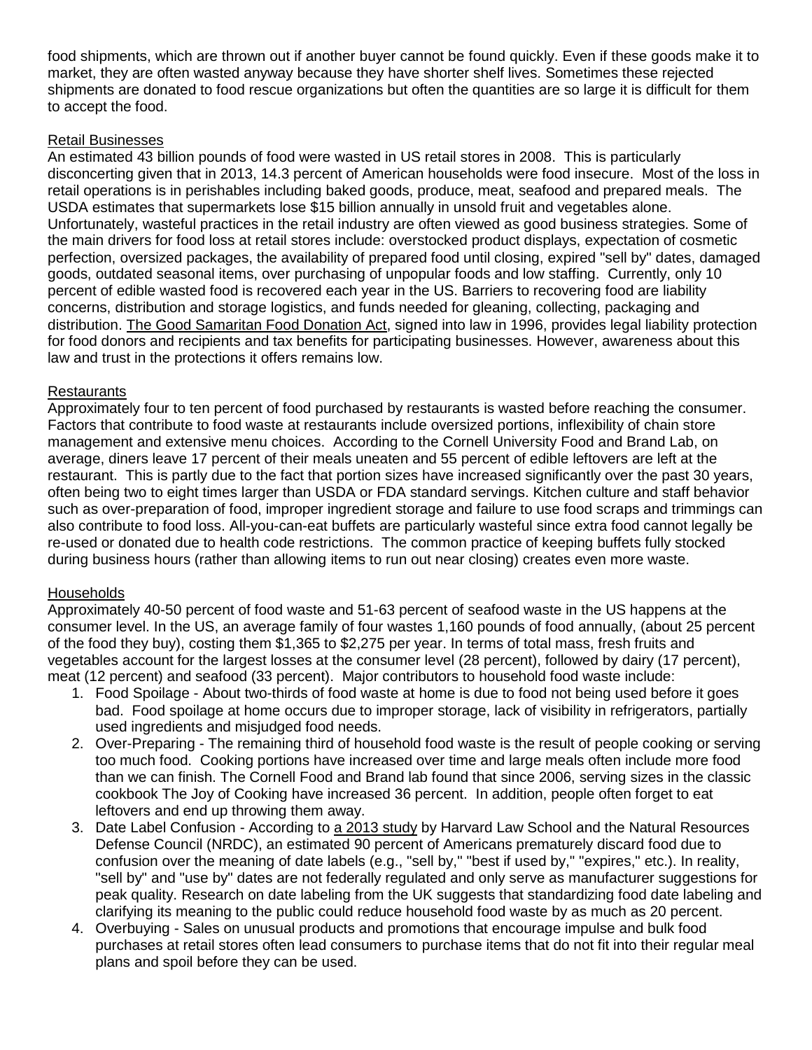food shipments, which are thrown out if another buyer cannot be found quickly. Even if these goods make it to market, they are often wasted anyway because they have shorter shelf lives. Sometimes these rejected shipments are donated to food rescue organizations but often the quantities are so large it is difficult for them to accept the food.

## Retail Businesses

An estimated 43 billion pounds of food were wasted in US retail stores in 2008. This is particularly disconcerting given that in 2013, 14.3 percent of American households were food insecure. Most of the loss in retail operations is in perishables including baked goods, produce, meat, seafood and prepared meals. The USDA estimates that supermarkets lose $15 billion annually in unsold fruit and vegetables alone. Unfortunately, wasteful practices in the retail industry are often viewed as good business strategies. Some of the main drivers for food loss at retail stores include: overstocked product displays, expectation of cosmetic perfection, oversized packages, the availability of prepared food until closing, expired "sell by" dates, damaged goods, outdated seasonal items, over purchasing of unpopular foods and low staffing. Currently, only 10 percent of edible wasted food is recovered each year in the US. Barriers to recovering food are liability concerns, distribution and storage logistics, and funds needed for gleaning, collecting, packaging and distribution. The Good Samaritan Food Donation Act, signed into law in 1996, provides legal liability protection for food donors and recipients and tax benefits for participating businesses. However, awareness about this law and trust in the protections it offers remains low.

## Restaurants

Approximately four to ten percent of food purchased by restaurants is wasted before reaching the consumer. Factors that contribute to food waste at restaurants include oversized portions, inflexibility of chain store management and extensive menu choices. According to the Cornell University Food and Brand Lab, on average, diners leave 17 percent of their meals uneaten and 55 percent of edible leftovers are left at the restaurant. This is partly due to the fact that portion sizes have increased significantly over the past 30 years, often being two to eight times larger than USDA or FDA standard servings. Kitchen culture and staff behavior such as over-preparation of food, improper ingredient storage and failure to use food scraps and trimmings can also contribute to food loss. All-you-can-eat buffets are particularly wasteful since extra food cannot legally be re-used or donated due to health code restrictions. The common practice of keeping buffets fully stocked during business hours (rather than allowing items to run out near closing) creates even more waste.

## Households

Approximately 40-50 percent of food waste and 51-63 percent of seafood waste in the US happens at the consumer level. In the US, an average family of four wastes 1,160 pounds of food annually, (about 25 percent of the food they buy), costing them $1,365 to $2,275 per year. In terms of total mass, fresh fruits and vegetables account for the largest losses at the consumer level (28 percent), followed by dairy (17 percent), meat (12 percent) and seafood (33 percent). Major contributors to household food waste include:

1. Food Spoilage - About two-thirds of food waste at home is due to food not being used before it goes bad. Food spoilage at home occurs due to improper storage, lack of visibility in refrigerators, partially used ingredients and misjudged food needs.
2. Over-Preparing - The remaining third of household food waste is the result of people cooking or serving too much food. Cooking portions have increased over time and large meals often include more food than we can finish. The Cornell Food and Brand lab found that since 2006, serving sizes in the classic cookbook The Joy of Cooking have increased 36 percent. In addition, people often forget to eat leftovers and end up throwing them away.
3. Date Label Confusion - According to a 2013 study by Harvard Law School and the Natural Resources Defense Council (NRDC), an estimated 90 percent of Americans prematurely discard food due to confusion over the meaning of date labels (e.g., "sell by," "best if used by," "expires," etc.). In reality, "sell by" and "use by" dates are not federally regulated and only serve as manufacturer suggestions for peak quality. Research on date labeling from the UK suggests that standardizing food date labeling and clarifying its meaning to the public could reduce household food waste by as much as 20 percent.
4. Overbuying - Sales on unusual products and promotions that encourage impulse and bulk food purchases at retail stores often lead consumers to purchase items that do not fit into their regular meal plans and spoil before they can be used.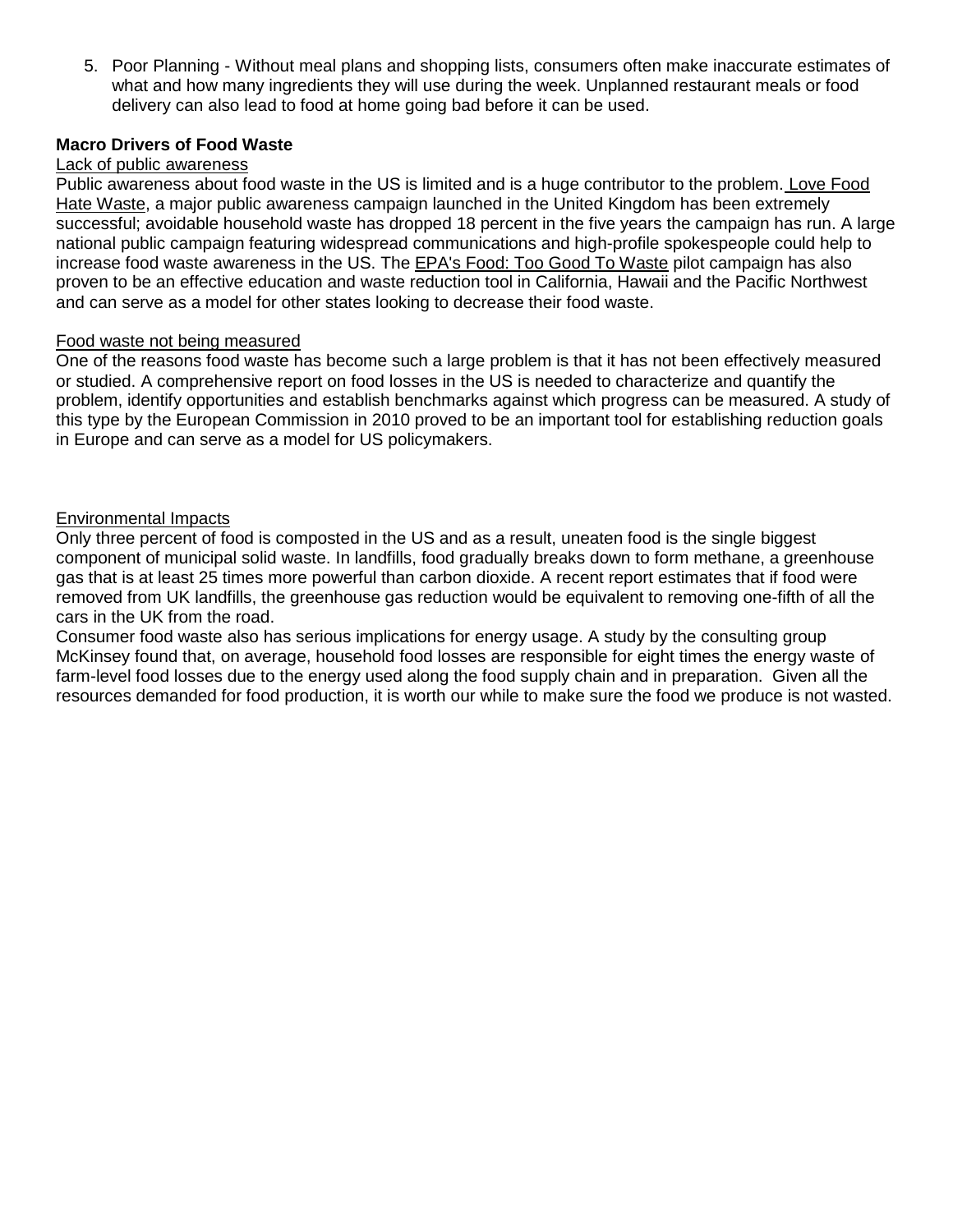5. Poor Planning - Without meal plans and shopping lists, consumers often make inaccurate estimates of what and how many ingredients they will use during the week. Unplanned restaurant meals or food delivery can also lead to food at home going bad before it can be used.

**Macro Drivers of Food Waste**

Lack of public awareness

Public awareness about food waste in the US is limited and is a huge contributor to the problem. Love Food Hate Waste, a major public awareness campaign launched in the United Kingdom has been extremely successful; avoidable household waste has dropped 18 percent in the five years the campaign has run. A large national public campaign featuring widespread communications and high-profile spokespeople could help to increase food waste awareness in the US. The EPA's Food: Too Good To Waste pilot campaign has also proven to be an effective education and waste reduction tool in California, Hawaii and the Pacific Northwest and can serve as a model for other states looking to decrease their food waste.

Food waste not being measured

One of the reasons food waste has become such a large problem is that it has not been effectively measured or studied. A comprehensive report on food losses in the US is needed to characterize and quantify the problem, identify opportunities and establish benchmarks against which progress can be measured. A study of this type by the European Commission in 2010 proved to be an important tool for establishing reduction goals in Europe and can serve as a model for US policymakers.

Environmental Impacts

Only three percent of food is composted in the US and as a result, uneaten food is the single biggest component of municipal solid waste. In landfills, food gradually breaks down to form methane, a greenhouse gas that is at least 25 times more powerful than carbon dioxide. A recent report estimates that if food were removed from UK landfills, the greenhouse gas reduction would be equivalent to removing one-fifth of all the cars in the UK from the road.

Consumer food waste also has serious implications for energy usage. A study by the consulting group McKinsey found that, on average, household food losses are responsible for eight times the energy waste of farm-level food losses due to the energy used along the food supply chain and in preparation. Given all the resources demanded for food production, it is worth our while to make sure the food we produce is not wasted.